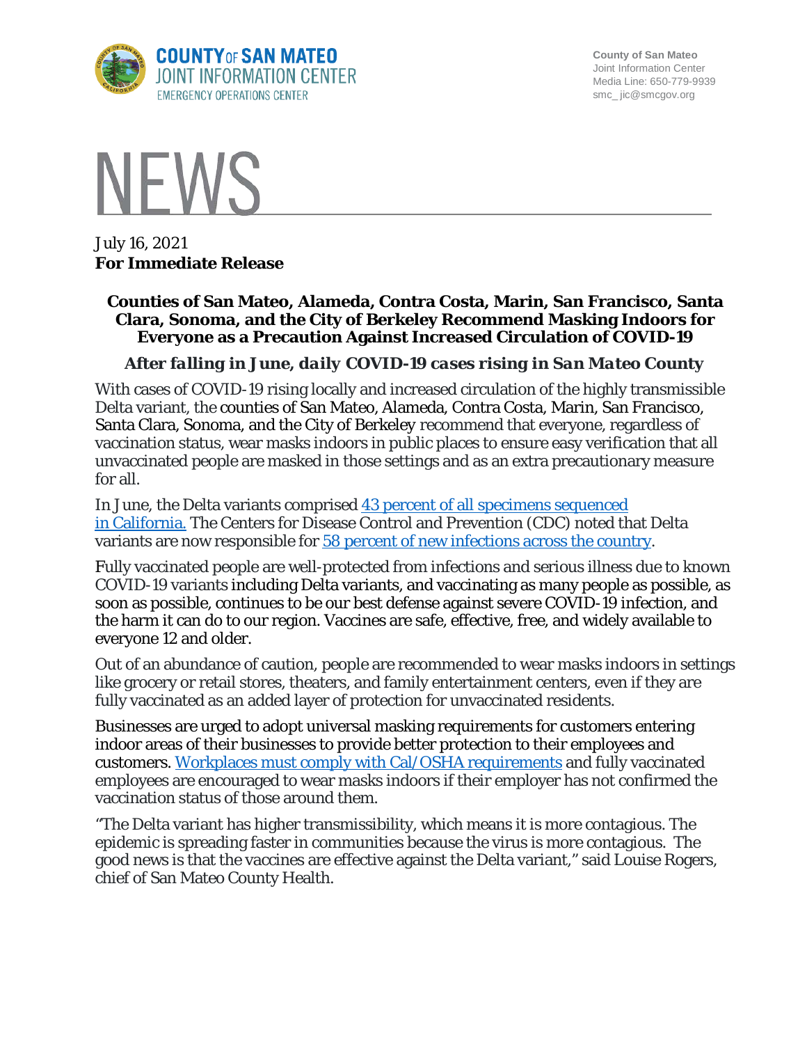**COUNTY OF SAN MATEO**
**JOINT INFORMATION CENTER**
EMERGENCY OPERATIONS CENTER

County of San Mateo
Joint Information Center
Media Line: 650-779-9939
smc_jic@smcgov.org

# NEWS

July 16, 2021
**For Immediate Release**

## Counties of San Mateo, Alameda, Contra Costa, Marin, San Francisco, Santa Clara, Sonoma, and the City of Berkeley Recommend Masking Indoors for Everyone as a Precaution Against Increased Circulation of COVID-19

### *After falling in June, daily COVID-19 cases rising in San Mateo County*

With cases of COVID-19 rising locally and increased circulation of the highly transmissible Delta variant, the counties of San Mateo, Alameda, Contra Costa, Marin, San Francisco, Santa Clara, Sonoma, and the City of Berkeley recommend that everyone, regardless of vaccination status, wear masks indoors in public places to ensure easy verification that all unvaccinated people are masked in those settings and as an extra precautionary measure for all.

In June, the Delta variants comprised [43 percent of all specimens sequenced in California.](#) The Centers for Disease Control and Prevention (CDC) noted that Delta variants are now responsible for [58 percent of new infections across the country](#).

Fully vaccinated people are well-protected from infections and serious illness due to known COVID-19 variants including Delta variants, and vaccinating as many people as possible, as soon as possible, continues to be our best defense against severe COVID-19 infection, and the harm it can do to our region. Vaccines are safe, effective, free, and widely available to everyone 12 and older.

Out of an abundance of caution, people are recommended to wear masks indoors in settings like grocery or retail stores, theaters, and family entertainment centers, even if they are fully vaccinated as an added layer of protection for unvaccinated residents.

Businesses are urged to adopt universal masking requirements for customers entering indoor areas of their businesses to provide better protection to their employees and customers. [Workplaces must comply with Cal/OSHA requirements](#) and fully vaccinated employees are encouraged to wear masks indoors if their employer has not confirmed the vaccination status of those around them.

"The Delta variant has higher transmissibility, which means it is more contagious. The epidemic is spreading faster in communities because the virus is more contagious. The good news is that the vaccines are effective against the Delta variant," said Louise Rogers, chief of San Mateo County Health.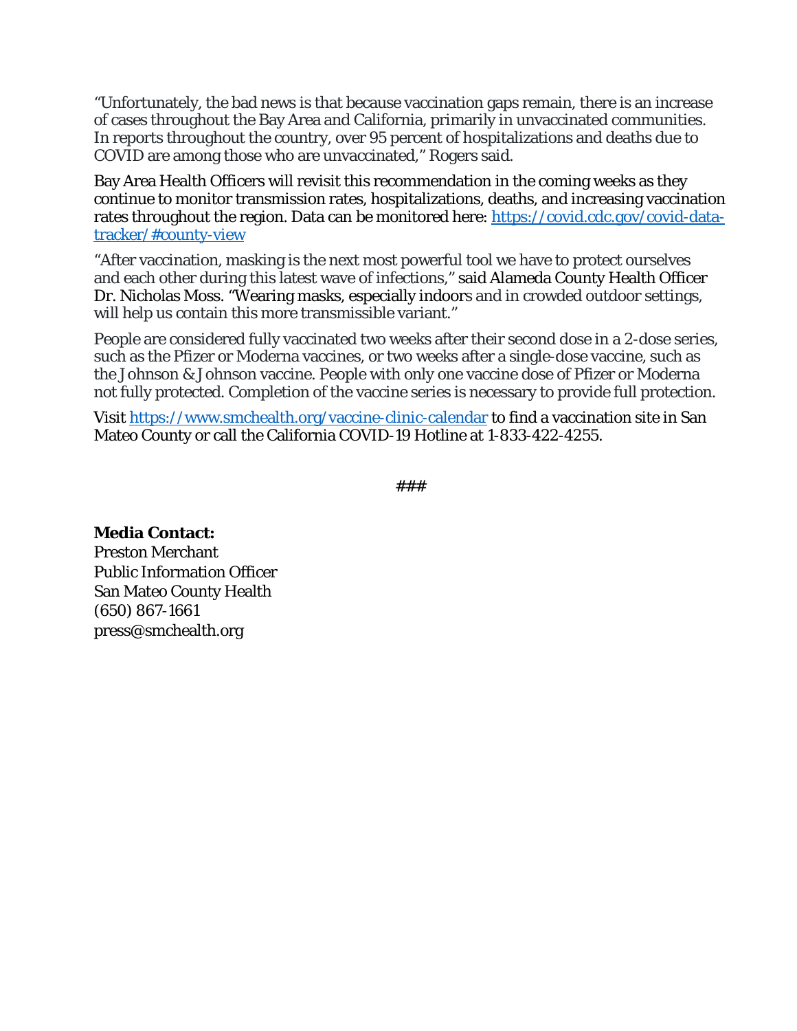"Unfortunately, the bad news is that because vaccination gaps remain, there is an increase of cases throughout the Bay Area and California, primarily in unvaccinated communities. In reports throughout the country, over 95 percent of hospitalizations and deaths due to COVID are among those who are unvaccinated," Rogers said.

Bay Area Health Officers will revisit this recommendation in the coming weeks as they continue to monitor transmission rates, hospitalizations, deaths, and increasing vaccination rates throughout the region. Data can be monitored here: [https://covid.cdc.gov/covid-data-tracker/#county-view](https://covid.cdc.gov/covid-data-tracker/#county-view)

"After vaccination, masking is the next most powerful tool we have to protect ourselves and each other during this latest wave of infections," said Alameda County Health Officer Dr. Nicholas Moss. "Wearing masks, especially indoors and in crowded outdoor settings, will help us contain this more transmissible variant."

People are considered fully vaccinated two weeks after their second dose in a 2-dose series, such as the Pfizer or Moderna vaccines, or two weeks after a single-dose vaccine, such as the Johnson & Johnson vaccine. People with only one vaccine dose of Pfizer or Moderna not fully protected. Completion of the vaccine series is necessary to provide full protection.

Visit [https://www.smchealth.org/vaccine-clinic-calendar](https://www.smchealth.org/vaccine-clinic-calendar) to find a vaccination site in San Mateo County or call the California COVID-19 Hotline at 1-833-422-4255.

###

**Media Contact:**
Preston Merchant
Public Information Officer
San Mateo County Health
(650) 867-1661
press@smchealth.org